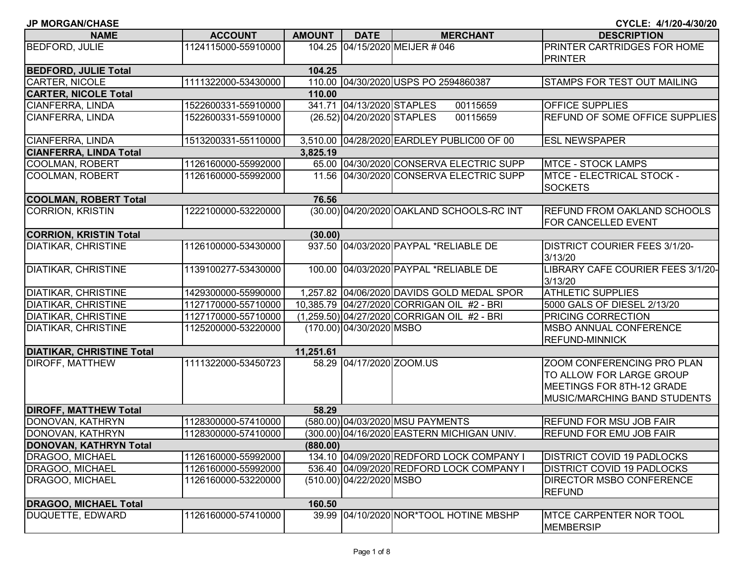**JP MORGAN/CHASE** **CYCLE: 4/1/20-4/30/20**

| NAME | ACCOUNT | AMOUNT | DATE | MERCHANT | DESCRIPTION |
|---|---|---|---|---|---|
| BEDFORD, JULIE | 1124115000-55910000 | 104.25 | 04/15/2020 | MEIJER # 046 | PRINTER CARTRIDGES FOR HOME PRINTER |
| **BEDFORD, JULIE Total** | | **104.25** | | | |
| CARTER, NICOLE | 1111322000-53430000 | 110.00 | 04/30/2020 | USPS PO 2594860387 | STAMPS FOR TEST OUT MAILING |
| **CARTER, NICOLE Total** | | **110.00** | | | |
| CIANFERRA, LINDA | 1522600331-55910000 | 341.71 | 04/13/2020 | STAPLES 00115659 | OFFICE SUPPLIES |
| CIANFERRA, LINDA | 1522600331-55910000 | (26.52) | 04/20/2020 | STAPLES 00115659 | REFUND OF SOME OFFICE SUPPLIES |
| CIANFERRA, LINDA | 1513200331-55110000 | 3,510.00 | 04/28/2020 | EARDLEY PUBLIC00 OF 00 | ESL NEWSPAPER |
| **CIANFERRA, LINDA Total** | | **3,825.19** | | | |
| COOLMAN, ROBERT | 1126160000-55992000 | 65.00 | 04/30/2020 | CONSERVA ELECTRIC SUPP | MTCE - STOCK LAMPS |
| COOLMAN, ROBERT | 1126160000-55992000 | 11.56 | 04/30/2020 | CONSERVA ELECTRIC SUPP | MTCE - ELECTRICAL STOCK - SOCKETS |
| **COOLMAN, ROBERT Total** | | **76.56** | | | |
| CORRION, KRISTIN | 1222100000-53220000 | (30.00) | 04/20/2020 | OAKLAND SCHOOLS-RC INT | REFUND FROM OAKLAND SCHOOLS FOR CANCELLED EVENT |
| **CORRION, KRISTIN Total** | | **(30.00)** | | | |
| DIATIKAR, CHRISTINE | 1126100000-53430000 | 937.50 | 04/03/2020 | PAYPAL *RELIABLE DE | DISTRICT COURIER FEES 3/1/20-3/13/20 |
| DIATIKAR, CHRISTINE | 1139100277-53430000 | 100.00 | 04/03/2020 | PAYPAL *RELIABLE DE | LIBRARY CAFE COURIER FEES 3/1/20-3/13/20 |
| DIATIKAR, CHRISTINE | 1429300000-55990000 | 1,257.82 | 04/06/2020 | DAVIDS GOLD MEDAL SPOR | ATHLETIC SUPPLIES |
| DIATIKAR, CHRISTINE | 1127170000-55710000 | 10,385.79 | 04/27/2020 | CORRIGAN OIL #2 - BRI | 5000 GALS OF DIESEL 2/13/20 |
| DIATIKAR, CHRISTINE | 1127170000-55710000 | (1,259.50) | 04/27/2020 | CORRIGAN OIL #2 - BRI | PRICING CORRECTION |
| DIATIKAR, CHRISTINE | 1125200000-53220000 | (170.00) | 04/30/2020 | MSBO | MSBO ANNUAL CONFERENCE REFUND-MINNICK |
| **DIATIKAR, CHRISTINE Total** | | **11,251.61** | | | |
| DIROFF, MATTHEW | 1111322000-53450723 | 58.29 | 04/17/2020 | ZOOM.US | ZOOM CONFERENCING PRO PLAN TO ALLOW FOR LARGE GROUP MEETINGS FOR 8TH-12 GRADE MUSIC/MARCHING BAND STUDENTS |
| **DIROFF, MATTHEW Total** | | **58.29** | | | |
| DONOVAN, KATHRYN | 1128300000-57410000 | (580.00) | 04/03/2020 | MSU PAYMENTS | REFUND FOR MSU JOB FAIR |
| DONOVAN, KATHRYN | 1128300000-57410000 | (300.00) | 04/16/2020 | EASTERN MICHIGAN UNIV. | REFUND FOR EMU JOB FAIR |
| **DONOVAN, KATHRYN Total** | | **(880.00)** | | | |
| DRAGOO, MICHAEL | 1126160000-55992000 | 134.10 | 04/09/2020 | REDFORD LOCK COMPANY I | DISTRICT COVID 19 PADLOCKS |
| DRAGOO, MICHAEL | 1126160000-55992000 | 536.40 | 04/09/2020 | REDFORD LOCK COMPANY I | DISTRICT COVID 19 PADLOCKS |
| DRAGOO, MICHAEL | 1126160000-53220000 | (510.00) | 04/22/2020 | MSBO | DIRECTOR MSBO CONFERENCE REFUND |
| **DRAGOO, MICHAEL Total** | | **160.50** | | | |
| DUQUETTE, EDWARD | 1126160000-57410000 | 39.99 | 04/10/2020 | NOR*TOOL HOTINE MBSHP | MTCE CARPENTER NOR TOOL MEMBERSIP |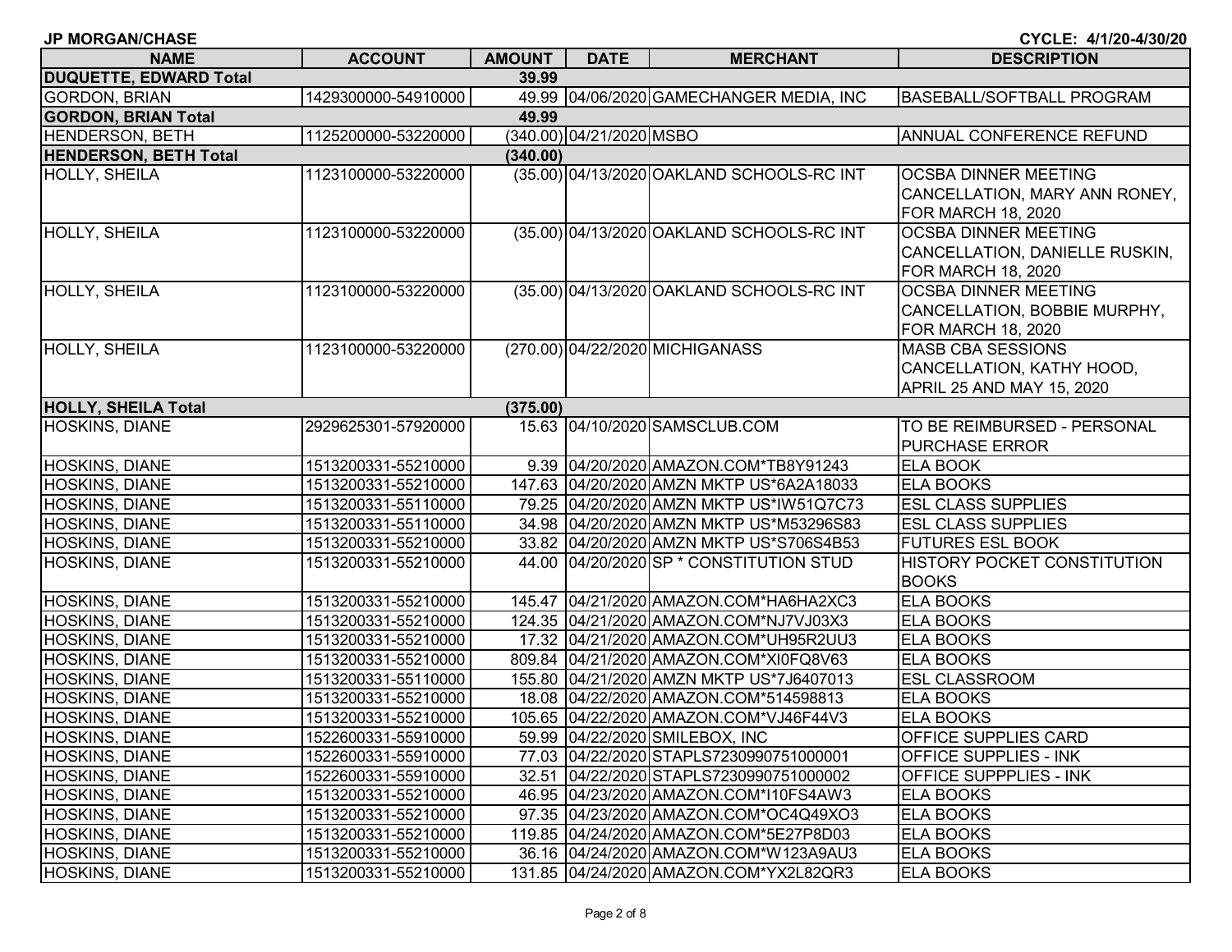**JP MORGAN/CHASE** | **CYCLE: 4/1/20-4/30/20**

| NAME | ACCOUNT | AMOUNT | DATE | MERCHANT | DESCRIPTION |
|---|---|---|---|---|---|
| **DUQUETTE, EDWARD Total** | | **39.99** | | | |
| GORDON, BRIAN | 1429300000-54910000 | 49.99 | 04/06/2020 | GAMECHANGER MEDIA, INC | BASEBALL/SOFTBALL PROGRAM |
| **GORDON, BRIAN Total** | | **49.99** | | | |
| HENDERSON, BETH | 1125200000-53220000 | (340.00) | 04/21/2020 | MSBO | ANNUAL CONFERENCE REFUND |
| **HENDERSON, BETH Total** | | **(340.00)** | | | |
| HOLLY, SHEILA | 1123100000-53220000 | (35.00) | 04/13/2020 | OAKLAND SCHOOLS-RC INT | OCSBA DINNER MEETING CANCELLATION, MARY ANN RONEY, FOR MARCH 18, 2020 |
| HOLLY, SHEILA | 1123100000-53220000 | (35.00) | 04/13/2020 | OAKLAND SCHOOLS-RC INT | OCSBA DINNER MEETING CANCELLATION, DANIELLE RUSKIN, FOR MARCH 18, 2020 |
| HOLLY, SHEILA | 1123100000-53220000 | (35.00) | 04/13/2020 | OAKLAND SCHOOLS-RC INT | OCSBA DINNER MEETING CANCELLATION, BOBBIE MURPHY, FOR MARCH 18, 2020 |
| HOLLY, SHEILA | 1123100000-53220000 | (270.00) | 04/22/2020 | MICHIGANASS | MASB CBA SESSIONS CANCELLATION, KATHY HOOD, APRIL 25 AND MAY 15, 2020 |
| **HOLLY, SHEILA Total** | | **(375.00)** | | | |
| HOSKINS, DIANE | 2929625301-57920000 | 15.63 | 04/10/2020 | SAMSCLUB.COM | TO BE REIMBURSED - PERSONAL PURCHASE ERROR |
| HOSKINS, DIANE | 1513200331-55210000 | 9.39 | 04/20/2020 | AMAZON.COM*TB8Y91243 | ELA BOOK |
| HOSKINS, DIANE | 1513200331-55210000 | 147.63 | 04/20/2020 | AMZN MKTP US*6A2A18033 | ELA BOOKS |
| HOSKINS, DIANE | 1513200331-55110000 | 79.25 | 04/20/2020 | AMZN MKTP US*IW51Q7C73 | ESL CLASS SUPPLIES |
| HOSKINS, DIANE | 1513200331-55110000 | 34.98 | 04/20/2020 | AMZN MKTP US*M53296S83 | ESL CLASS SUPPLIES |
| HOSKINS, DIANE | 1513200331-55210000 | 33.82 | 04/20/2020 | AMZN MKTP US*S706S4B53 | FUTURES ESL BOOK |
| HOSKINS, DIANE | 1513200331-55210000 | 44.00 | 04/20/2020 | SP * CONSTITUTION STUD | HISTORY POCKET CONSTITUTION BOOKS |
| HOSKINS, DIANE | 1513200331-55210000 | 145.47 | 04/21/2020 | AMAZON.COM*HA6HA2XC3 | ELA BOOKS |
| HOSKINS, DIANE | 1513200331-55210000 | 124.35 | 04/21/2020 | AMAZON.COM*NJ7VJ03X3 | ELA BOOKS |
| HOSKINS, DIANE | 1513200331-55210000 | 17.32 | 04/21/2020 | AMAZON.COM*UH95R2UU3 | ELA BOOKS |
| HOSKINS, DIANE | 1513200331-55210000 | 809.84 | 04/21/2020 | AMAZON.COM*XI0FQ8V63 | ELA BOOKS |
| HOSKINS, DIANE | 1513200331-55110000 | 155.80 | 04/21/2020 | AMZN MKTP US*7J6407013 | ESL CLASSROOM |
| HOSKINS, DIANE | 1513200331-55210000 | 18.08 | 04/22/2020 | AMAZON.COM*514598813 | ELA BOOKS |
| HOSKINS, DIANE | 1513200331-55210000 | 105.65 | 04/22/2020 | AMAZON.COM*VJ46F44V3 | ELA BOOKS |
| HOSKINS, DIANE | 1522600331-55910000 | 59.99 | 04/22/2020 | SMILEBOX, INC | OFFICE SUPPLIES CARD |
| HOSKINS, DIANE | 1522600331-55910000 | 77.03 | 04/22/2020 | STAPLS7230990751000001 | OFFICE SUPPLIES - INK |
| HOSKINS, DIANE | 1522600331-55910000 | 32.51 | 04/22/2020 | STAPLS7230990751000002 | OFFICE SUPPPLIES - INK |
| HOSKINS, DIANE | 1513200331-55210000 | 46.95 | 04/23/2020 | AMAZON.COM*I10FS4AW3 | ELA BOOKS |
| HOSKINS, DIANE | 1513200331-55210000 | 97.35 | 04/23/2020 | AMAZON.COM*OC4Q49XO3 | ELA BOOKS |
| HOSKINS, DIANE | 1513200331-55210000 | 119.85 | 04/24/2020 | AMAZON.COM*5E27P8D03 | ELA BOOKS |
| HOSKINS, DIANE | 1513200331-55210000 | 36.16 | 04/24/2020 | AMAZON.COM*W123A9AU3 | ELA BOOKS |
| HOSKINS, DIANE | 1513200331-55210000 | 131.85 | 04/24/2020 | AMAZON.COM*YX2L82QR3 | ELA BOOKS |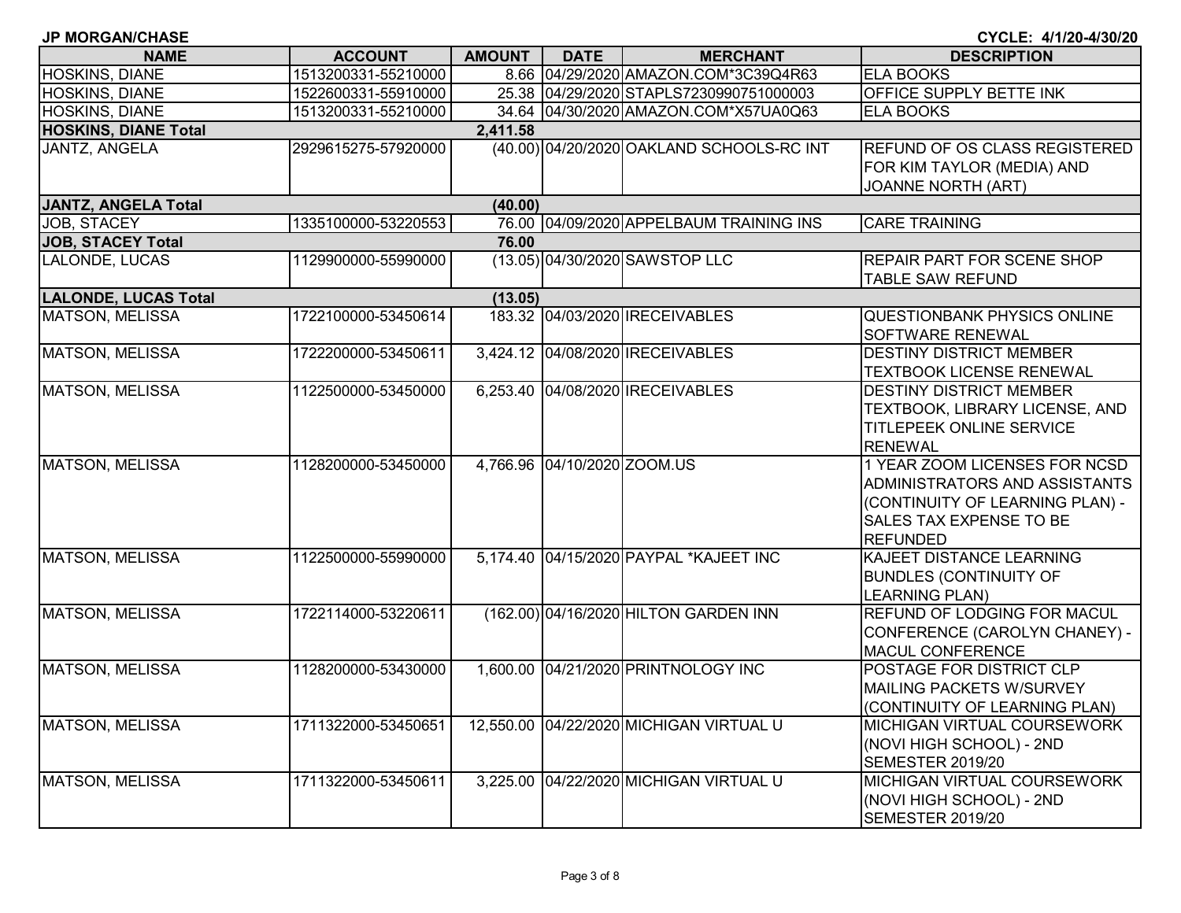**JP MORGAN/CHASE** **CYCLE: 4/1/20-4/30/20**

| NAME | ACCOUNT | AMOUNT | DATE | MERCHANT | DESCRIPTION |
|---|---|---|---|---|---|
| HOSKINS, DIANE | 1513200331-55210000 | 8.66 | 04/29/2020 | AMAZON.COM*3C39Q4R63 | ELA BOOKS |
| HOSKINS, DIANE | 1522600331-55910000 | 25.38 | 04/29/2020 | STAPLS7230990751000003 | OFFICE SUPPLY BETTE INK |
| HOSKINS, DIANE | 1513200331-55210000 | 34.64 | 04/30/2020 | AMAZON.COM*X57UA0Q63 | ELA BOOKS |
| **HOSKINS, DIANE Total** | | **2,411.58** | | | |
| JANTZ, ANGELA | 2929615275-57920000 | (40.00) | 04/20/2020 | OAKLAND SCHOOLS-RC INT | REFUND OF OS CLASS REGISTERED FOR KIM TAYLOR (MEDIA) AND JOANNE NORTH (ART) |
| **JANTZ, ANGELA Total** | | **(40.00)** | | | |
| JOB, STACEY | 1335100000-53220553 | 76.00 | 04/09/2020 | APPELBAUM TRAINING INS | CARE TRAINING |
| **JOB, STACEY Total** | | **76.00** | | | |
| LALONDE, LUCAS | 1129900000-55990000 | (13.05) | 04/30/2020 | SAWSTOP LLC | REPAIR PART FOR SCENE SHOP TABLE SAW REFUND |
| **LALONDE, LUCAS Total** | | **(13.05)** | | | |
| MATSON, MELISSA | 1722100000-53450614 | 183.32 | 04/03/2020 | IRECEIVABLES | QUESTIONBANK PHYSICS ONLINE SOFTWARE RENEWAL |
| MATSON, MELISSA | 1722200000-53450611 | 3,424.12 | 04/08/2020 | IRECEIVABLES | DESTINY DISTRICT MEMBER TEXTBOOK LICENSE RENEWAL |
| MATSON, MELISSA | 1122500000-53450000 | 6,253.40 | 04/08/2020 | IRECEIVABLES | DESTINY DISTRICT MEMBER TEXTBOOK, LIBRARY LICENSE, AND TITLEPEEK ONLINE SERVICE RENEWAL |
| MATSON, MELISSA | 1128200000-53450000 | 4,766.96 | 04/10/2020 | ZOOM.US | 1 YEAR ZOOM LICENSES FOR NCSD ADMINISTRATORS AND ASSISTANTS (CONTINUITY OF LEARNING PLAN) - SALES TAX EXPENSE TO BE REFUNDED |
| MATSON, MELISSA | 1122500000-55990000 | 5,174.40 | 04/15/2020 | PAYPAL *KAJEET INC | KAJEET DISTANCE LEARNING BUNDLES (CONTINUITY OF LEARNING PLAN) |
| MATSON, MELISSA | 1722114000-53220611 | (162.00) | 04/16/2020 | HILTON GARDEN INN | REFUND OF LODGING FOR MACUL CONFERENCE (CAROLYN CHANEY) - MACUL CONFERENCE |
| MATSON, MELISSA | 1128200000-53430000 | 1,600.00 | 04/21/2020 | PRINTNOLOGY INC | POSTAGE FOR DISTRICT CLP MAILING PACKETS W/SURVEY (CONTINUITY OF LEARNING PLAN) |
| MATSON, MELISSA | 1711322000-53450651 | 12,550.00 | 04/22/2020 | MICHIGAN VIRTUAL U | MICHIGAN VIRTUAL COURSEWORK (NOVI HIGH SCHOOL) - 2ND SEMESTER 2019/20 |
| MATSON, MELISSA | 1711322000-53450611 | 3,225.00 | 04/22/2020 | MICHIGAN VIRTUAL U | MICHIGAN VIRTUAL COURSEWORK (NOVI HIGH SCHOOL) - 2ND SEMESTER 2019/20 |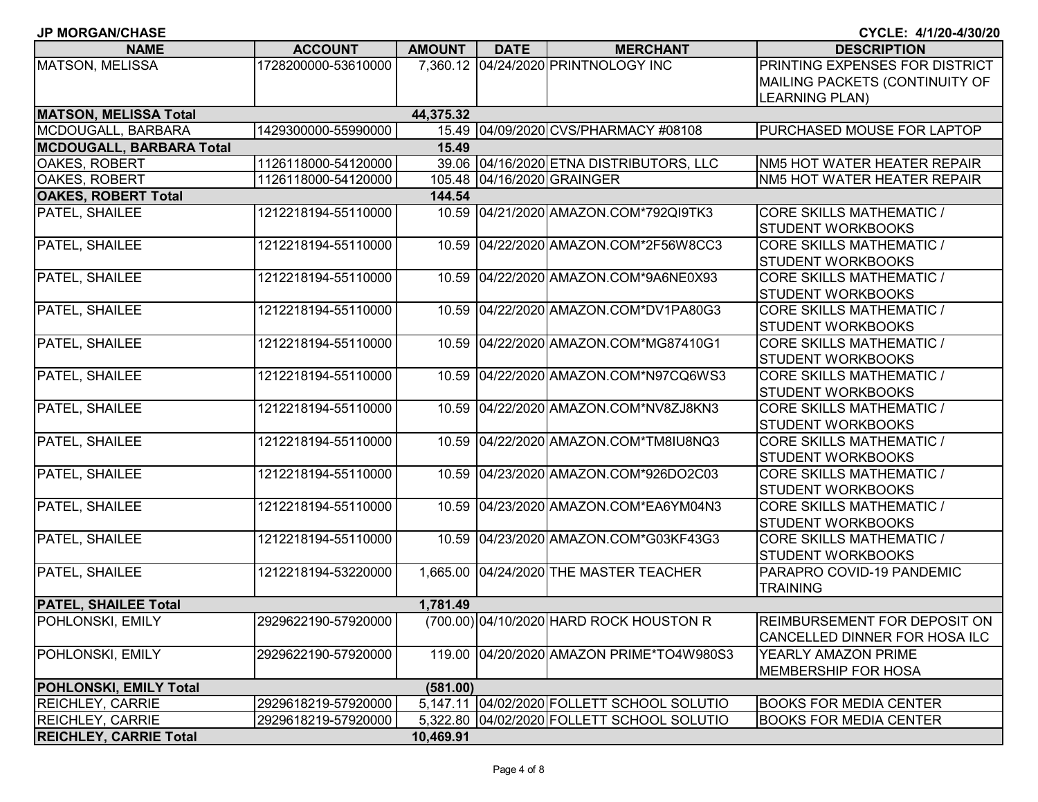**JP MORGAN/CHASE** **CYCLE: 4/1/20-4/30/20**

| NAME | ACCOUNT | AMOUNT | DATE | MERCHANT | DESCRIPTION |
|---|---|---|---|---|---|
| MATSON, MELISSA | 1728200000-53610000 | 7,360.12 | 04/24/2020 | PRINTNOLOGY INC | PRINTING EXPENSES FOR DISTRICT MAILING PACKETS (CONTINUITY OF LEARNING PLAN) |
| **MATSON, MELISSA Total** | | **44,375.32** | | | |
| MCDOUGALL, BARBARA | 1429300000-55990000 | 15.49 | 04/09/2020 | CVS/PHARMACY #08108 | PURCHASED MOUSE FOR LAPTOP |
| **MCDOUGALL, BARBARA Total** | | **15.49** | | | |
| OAKES, ROBERT | 1126118000-54120000 | 39.06 | 04/16/2020 | ETNA DISTRIBUTORS, LLC | NM5 HOT WATER HEATER REPAIR |
| OAKES, ROBERT | 1126118000-54120000 | 105.48 | 04/16/2020 | GRAINGER | NM5 HOT WATER HEATER REPAIR |
| **OAKES, ROBERT Total** | | **144.54** | | | |
| PATEL, SHAILEE | 1212218194-55110000 | 10.59 | 04/21/2020 | AMAZON.COM*792QI9TK3 | CORE SKILLS MATHEMATIC / STUDENT WORKBOOKS |
| PATEL, SHAILEE | 1212218194-55110000 | 10.59 | 04/22/2020 | AMAZON.COM*2F56W8CC3 | CORE SKILLS MATHEMATIC / STUDENT WORKBOOKS |
| PATEL, SHAILEE | 1212218194-55110000 | 10.59 | 04/22/2020 | AMAZON.COM*9A6NE0X93 | CORE SKILLS MATHEMATIC / STUDENT WORKBOOKS |
| PATEL, SHAILEE | 1212218194-55110000 | 10.59 | 04/22/2020 | AMAZON.COM*DV1PA80G3 | CORE SKILLS MATHEMATIC / STUDENT WORKBOOKS |
| PATEL, SHAILEE | 1212218194-55110000 | 10.59 | 04/22/2020 | AMAZON.COM*MG87410G1 | CORE SKILLS MATHEMATIC / STUDENT WORKBOOKS |
| PATEL, SHAILEE | 1212218194-55110000 | 10.59 | 04/22/2020 | AMAZON.COM*N97CQ6WS3 | CORE SKILLS MATHEMATIC / STUDENT WORKBOOKS |
| PATEL, SHAILEE | 1212218194-55110000 | 10.59 | 04/22/2020 | AMAZON.COM*NV8ZJ8KN3 | CORE SKILLS MATHEMATIC / STUDENT WORKBOOKS |
| PATEL, SHAILEE | 1212218194-55110000 | 10.59 | 04/22/2020 | AMAZON.COM*TM8IU8NQ3 | CORE SKILLS MATHEMATIC / STUDENT WORKBOOKS |
| PATEL, SHAILEE | 1212218194-55110000 | 10.59 | 04/23/2020 | AMAZON.COM*926DO2C03 | CORE SKILLS MATHEMATIC / STUDENT WORKBOOKS |
| PATEL, SHAILEE | 1212218194-55110000 | 10.59 | 04/23/2020 | AMAZON.COM*EA6YM04N3 | CORE SKILLS MATHEMATIC / STUDENT WORKBOOKS |
| PATEL, SHAILEE | 1212218194-55110000 | 10.59 | 04/23/2020 | AMAZON.COM*G03KF43G3 | CORE SKILLS MATHEMATIC / STUDENT WORKBOOKS |
| PATEL, SHAILEE | 1212218194-53220000 | 1,665.00 | 04/24/2020 | THE MASTER TEACHER | PARAPRO COVID-19 PANDEMIC TRAINING |
| **PATEL, SHAILEE Total** | | **1,781.49** | | | |
| POHLONSKI, EMILY | 2929622190-57920000 | (700.00) | 04/10/2020 | HARD ROCK HOUSTON R | REIMBURSEMENT FOR DEPOSIT ON CANCELLED DINNER FOR HOSA ILC |
| POHLONSKI, EMILY | 2929622190-57920000 | 119.00 | 04/20/2020 | AMAZON PRIME*TO4W980S3 | YEARLY AMAZON PRIME MEMBERSHIP FOR HOSA |
| **POHLONSKI, EMILY Total** | | **(581.00)** | | | |
| REICHLEY, CARRIE | 2929618219-57920000 | 5,147.11 | 04/02/2020 | FOLLETT SCHOOL SOLUTIO | BOOKS FOR MEDIA CENTER |
| REICHLEY, CARRIE | 2929618219-57920000 | 5,322.80 | 04/02/2020 | FOLLETT SCHOOL SOLUTIO | BOOKS FOR MEDIA CENTER |
| **REICHLEY, CARRIE Total** | | **10,469.91** | | | |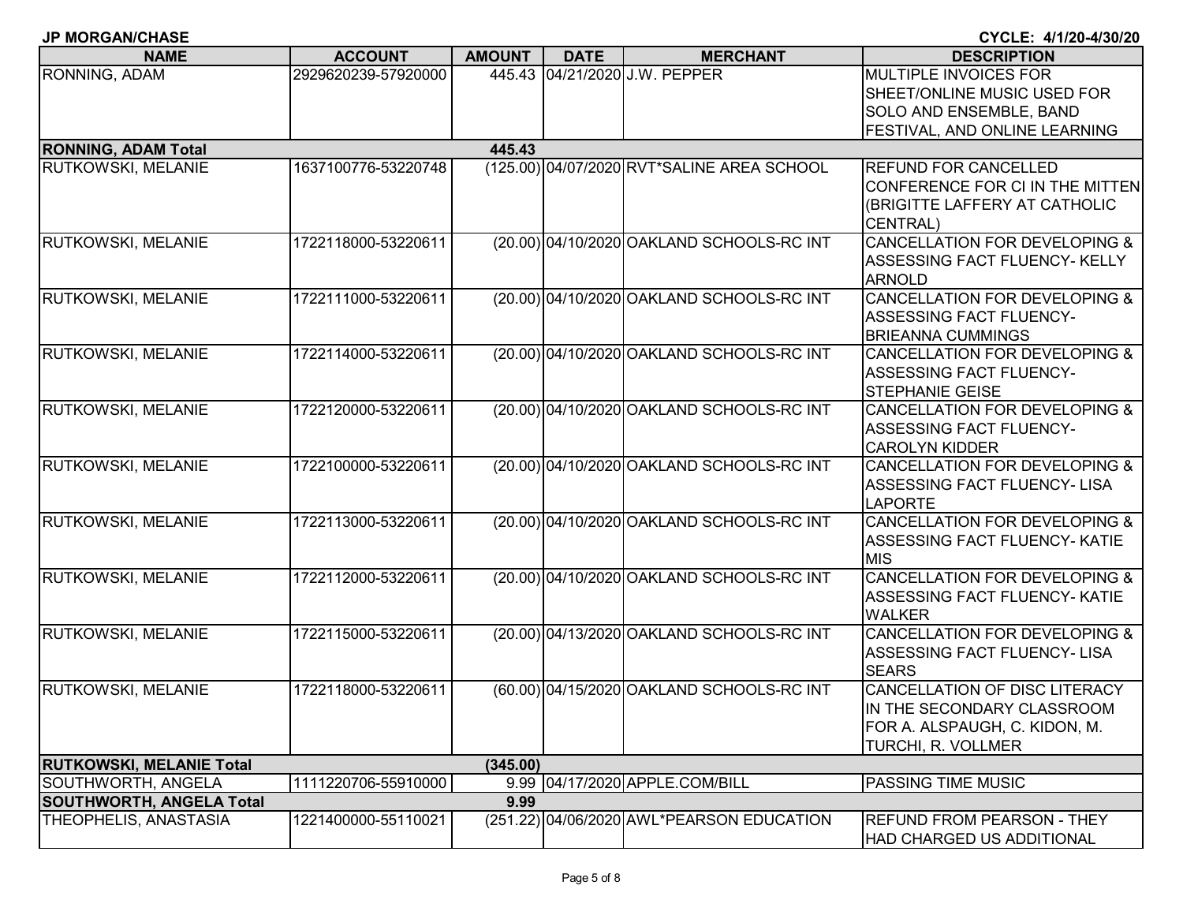**JP MORGAN/CHASE** **CYCLE: 4/1/20-4/30/20**

| NAME | ACCOUNT | AMOUNT | DATE | MERCHANT | DESCRIPTION |
|---|---|---|---|---|---|
| RONNING, ADAM | 2929620239-57920000 | 445.43 | 04/21/2020 | J.W. PEPPER | MULTIPLE INVOICES FOR SHEET/ONLINE MUSIC USED FOR SOLO AND ENSEMBLE, BAND FESTIVAL, AND ONLINE LEARNING |
| **RONNING, ADAM Total** | | **445.43** | | | |
| RUTKOWSKI, MELANIE | 1637100776-53220748 | (125.00) | 04/07/2020 | RVT*SALINE AREA SCHOOL | REFUND FOR CANCELLED CONFERENCE FOR CI IN THE MITTEN (BRIGITTE LAFFERY AT CATHOLIC CENTRAL) |
| RUTKOWSKI, MELANIE | 1722118000-53220611 | (20.00) | 04/10/2020 | OAKLAND SCHOOLS-RC INT | CANCELLATION FOR DEVELOPING & ASSESSING FACT FLUENCY- KELLY ARNOLD |
| RUTKOWSKI, MELANIE | 1722111000-53220611 | (20.00) | 04/10/2020 | OAKLAND SCHOOLS-RC INT | CANCELLATION FOR DEVELOPING & ASSESSING FACT FLUENCY- BRIEANNA CUMMINGS |
| RUTKOWSKI, MELANIE | 1722114000-53220611 | (20.00) | 04/10/2020 | OAKLAND SCHOOLS-RC INT | CANCELLATION FOR DEVELOPING & ASSESSING FACT FLUENCY- STEPHANIE GEISE |
| RUTKOWSKI, MELANIE | 1722120000-53220611 | (20.00) | 04/10/2020 | OAKLAND SCHOOLS-RC INT | CANCELLATION FOR DEVELOPING & ASSESSING FACT FLUENCY- CAROLYN KIDDER |
| RUTKOWSKI, MELANIE | 1722100000-53220611 | (20.00) | 04/10/2020 | OAKLAND SCHOOLS-RC INT | CANCELLATION FOR DEVELOPING & ASSESSING FACT FLUENCY- LISA LAPORTE |
| RUTKOWSKI, MELANIE | 1722113000-53220611 | (20.00) | 04/10/2020 | OAKLAND SCHOOLS-RC INT | CANCELLATION FOR DEVELOPING & ASSESSING FACT FLUENCY- KATIE MIS |
| RUTKOWSKI, MELANIE | 1722112000-53220611 | (20.00) | 04/10/2020 | OAKLAND SCHOOLS-RC INT | CANCELLATION FOR DEVELOPING & ASSESSING FACT FLUENCY- KATIE WALKER |
| RUTKOWSKI, MELANIE | 1722115000-53220611 | (20.00) | 04/13/2020 | OAKLAND SCHOOLS-RC INT | CANCELLATION FOR DEVELOPING & ASSESSING FACT FLUENCY- LISA SEARS |
| RUTKOWSKI, MELANIE | 1722118000-53220611 | (60.00) | 04/15/2020 | OAKLAND SCHOOLS-RC INT | CANCELLATION OF DISC LITERACY IN THE SECONDARY CLASSROOM FOR A. ALSPAUGH, C. KIDON, M. TURCHI, R. VOLLMER |
| **RUTKOWSKI, MELANIE Total** | | **(345.00)** | | | |
| SOUTHWORTH, ANGELA | 1111220706-55910000 | 9.99 | 04/17/2020 | APPLE.COM/BILL | PASSING TIME MUSIC |
| **SOUTHWORTH, ANGELA Total** | | **9.99** | | | |
| THEOPHELIS, ANASTASIA | 1221400000-55110021 | (251.22) | 04/06/2020 | AWL*PEARSON EDUCATION | REFUND FROM PEARSON - THEY HAD CHARGED US ADDITIONAL |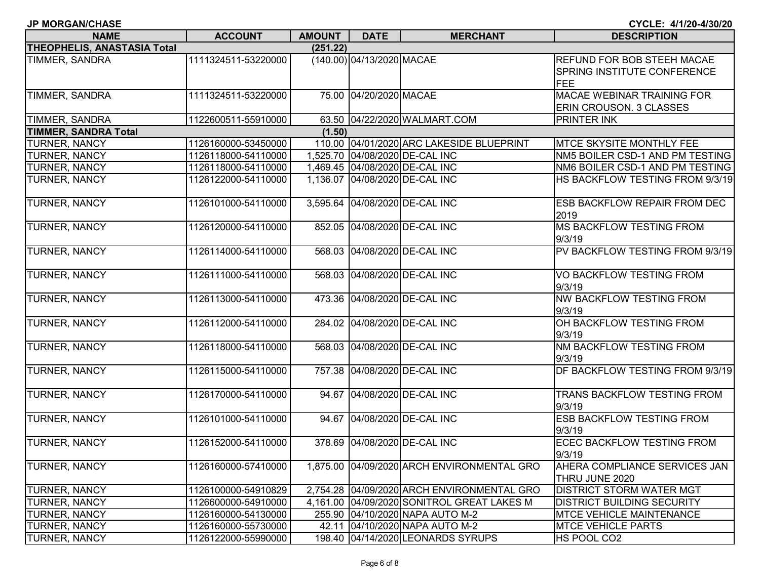**JP MORGAN/CHASE** **CYCLE: 4/1/20-4/30/20**

| NAME | ACCOUNT | AMOUNT | DATE | MERCHANT | DESCRIPTION |
|---|---|---|---|---|---|
| **THEOPHELIS, ANASTASIA Total** | | **(251.22)** | | | |
| TIMMER, SANDRA | 1111324511-53220000 | (140.00) | 04/13/2020 | MACAE | REFUND FOR BOB STEEH MACAE SPRING INSTITUTE CONFERENCE FEE |
| TIMMER, SANDRA | 1111324511-53220000 | 75.00 | 04/20/2020 | MACAE | MACAE WEBINAR TRAINING FOR ERIN CROUSON. 3 CLASSES |
| TIMMER, SANDRA | 1122600511-55910000 | 63.50 | 04/22/2020 | WALMART.COM | PRINTER INK |
| **TIMMER, SANDRA Total** | | **(1.50)** | | | |
| TURNER, NANCY | 1126160000-53450000 | 110.00 | 04/01/2020 | ARC LAKESIDE BLUEPRINT | MTCE SKYSITE MONTHLY FEE |
| TURNER, NANCY | 1126118000-54110000 | 1,525.70 | 04/08/2020 | DE-CAL INC | NM5 BOILER CSD-1 AND PM TESTING |
| TURNER, NANCY | 1126118000-54110000 | 1,469.45 | 04/08/2020 | DE-CAL INC | NM6 BOILER CSD-1 AND PM TESTING |
| TURNER, NANCY | 1126122000-54110000 | 1,136.07 | 04/08/2020 | DE-CAL INC | HS BACKFLOW TESTING FROM 9/3/19 |
| TURNER, NANCY | 1126101000-54110000 | 3,595.64 | 04/08/2020 | DE-CAL INC | ESB BACKFLOW REPAIR FROM DEC 2019 |
| TURNER, NANCY | 1126120000-54110000 | 852.05 | 04/08/2020 | DE-CAL INC | MS BACKFLOW TESTING FROM 9/3/19 |
| TURNER, NANCY | 1126114000-54110000 | 568.03 | 04/08/2020 | DE-CAL INC | PV BACKFLOW TESTING FROM 9/3/19 |
| TURNER, NANCY | 1126111000-54110000 | 568.03 | 04/08/2020 | DE-CAL INC | VO BACKFLOW TESTING FROM 9/3/19 |
| TURNER, NANCY | 1126113000-54110000 | 473.36 | 04/08/2020 | DE-CAL INC | NW BACKFLOW TESTING FROM 9/3/19 |
| TURNER, NANCY | 1126112000-54110000 | 284.02 | 04/08/2020 | DE-CAL INC | OH BACKFLOW TESTING FROM 9/3/19 |
| TURNER, NANCY | 1126118000-54110000 | 568.03 | 04/08/2020 | DE-CAL INC | NM BACKFLOW TESTING FROM 9/3/19 |
| TURNER, NANCY | 1126115000-54110000 | 757.38 | 04/08/2020 | DE-CAL INC | DF BACKFLOW TESTING FROM 9/3/19 |
| TURNER, NANCY | 1126170000-54110000 | 94.67 | 04/08/2020 | DE-CAL INC | TRANS BACKFLOW TESTING FROM 9/3/19 |
| TURNER, NANCY | 1126101000-54110000 | 94.67 | 04/08/2020 | DE-CAL INC | ESB BACKFLOW TESTING FROM 9/3/19 |
| TURNER, NANCY | 1126152000-54110000 | 378.69 | 04/08/2020 | DE-CAL INC | ECEC BACKFLOW TESTING FROM 9/3/19 |
| TURNER, NANCY | 1126160000-57410000 | 1,875.00 | 04/09/2020 | ARCH ENVIRONMENTAL GRO | AHERA COMPLIANCE SERVICES JAN THRU JUNE 2020 |
| TURNER, NANCY | 1126100000-54910829 | 2,754.28 | 04/09/2020 | ARCH ENVIRONMENTAL GRO | DISTRICT STORM WATER MGT |
| TURNER, NANCY | 1126600000-54910000 | 4,161.00 | 04/09/2020 | SONITROL GREAT LAKES M | DISTRICT BUILDING SECURITY |
| TURNER, NANCY | 1126160000-54130000 | 255.90 | 04/10/2020 | NAPA AUTO M-2 | MTCE VEHICLE MAINTENANCE |
| TURNER, NANCY | 1126160000-55730000 | 42.11 | 04/10/2020 | NAPA AUTO M-2 | MTCE VEHICLE PARTS |
| TURNER, NANCY | 1126122000-55990000 | 198.40 | 04/14/2020 | LEONARDS SYRUPS | HS POOL CO2 |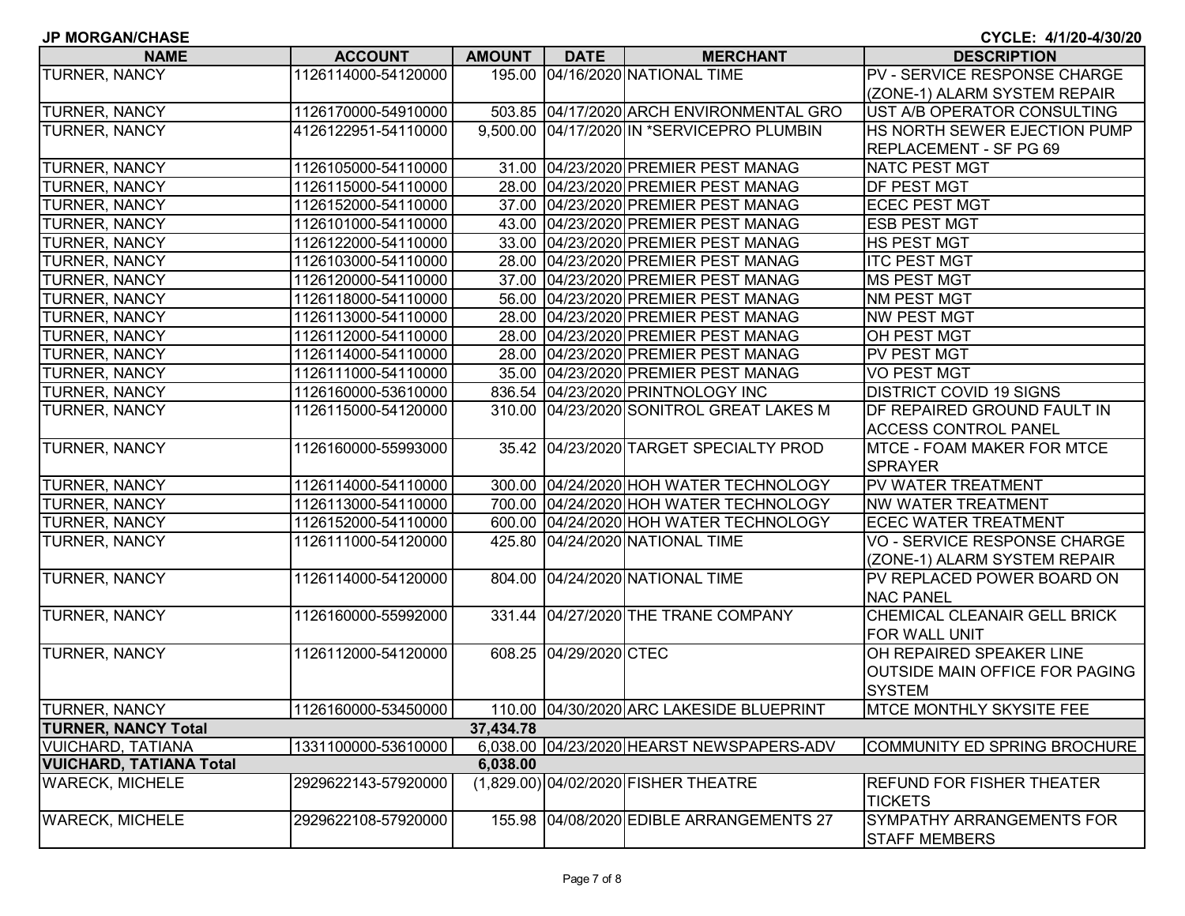**JP MORGAN/CHASE** CYCLE: 4/1/20-4/30/20

| NAME | ACCOUNT | AMOUNT | DATE | MERCHANT | DESCRIPTION |
|---|---|---|---|---|---|
| TURNER, NANCY | 1126114000-54120000 | 195.00 | 04/16/2020 | NATIONAL TIME | PV - SERVICE RESPONSE CHARGE (ZONE-1) ALARM SYSTEM REPAIR |
| TURNER, NANCY | 1126170000-54910000 | 503.85 | 04/17/2020 | ARCH ENVIRONMENTAL GRO | UST A/B OPERATOR CONSULTING |
| TURNER, NANCY | 4126122951-54110000 | 9,500.00 | 04/17/2020 | IN *SERVICEPRO PLUMBIN | HS NORTH SEWER EJECTION PUMP REPLACEMENT - SF PG 69 |
| TURNER, NANCY | 1126105000-54110000 | 31.00 | 04/23/2020 | PREMIER PEST MANAG | NATC PEST MGT |
| TURNER, NANCY | 1126115000-54110000 | 28.00 | 04/23/2020 | PREMIER PEST MANAG | DF PEST MGT |
| TURNER, NANCY | 1126152000-54110000 | 37.00 | 04/23/2020 | PREMIER PEST MANAG | ECEC PEST MGT |
| TURNER, NANCY | 1126101000-54110000 | 43.00 | 04/23/2020 | PREMIER PEST MANAG | ESB PEST MGT |
| TURNER, NANCY | 1126122000-54110000 | 33.00 | 04/23/2020 | PREMIER PEST MANAG | HS PEST MGT |
| TURNER, NANCY | 1126103000-54110000 | 28.00 | 04/23/2020 | PREMIER PEST MANAG | ITC PEST MGT |
| TURNER, NANCY | 1126120000-54110000 | 37.00 | 04/23/2020 | PREMIER PEST MANAG | MS PEST MGT |
| TURNER, NANCY | 1126118000-54110000 | 56.00 | 04/23/2020 | PREMIER PEST MANAG | NM PEST MGT |
| TURNER, NANCY | 1126113000-54110000 | 28.00 | 04/23/2020 | PREMIER PEST MANAG | NW PEST MGT |
| TURNER, NANCY | 1126112000-54110000 | 28.00 | 04/23/2020 | PREMIER PEST MANAG | OH PEST MGT |
| TURNER, NANCY | 1126114000-54110000 | 28.00 | 04/23/2020 | PREMIER PEST MANAG | PV PEST MGT |
| TURNER, NANCY | 1126111000-54110000 | 35.00 | 04/23/2020 | PREMIER PEST MANAG | VO PEST MGT |
| TURNER, NANCY | 1126160000-53610000 | 836.54 | 04/23/2020 | PRINTNOLOGY INC | DISTRICT COVID 19 SIGNS |
| TURNER, NANCY | 1126115000-54120000 | 310.00 | 04/23/2020 | SONITROL GREAT LAKES M | DF REPAIRED GROUND FAULT IN ACCESS CONTROL PANEL |
| TURNER, NANCY | 1126160000-55993000 | 35.42 | 04/23/2020 | TARGET SPECIALTY PROD | MTCE - FOAM MAKER FOR MTCE SPRAYER |
| TURNER, NANCY | 1126114000-54110000 | 300.00 | 04/24/2020 | HOH WATER TECHNOLOGY | PV WATER TREATMENT |
| TURNER, NANCY | 1126113000-54110000 | 700.00 | 04/24/2020 | HOH WATER TECHNOLOGY | NW WATER TREATMENT |
| TURNER, NANCY | 1126152000-54110000 | 600.00 | 04/24/2020 | HOH WATER TECHNOLOGY | ECEC WATER TREATMENT |
| TURNER, NANCY | 1126111000-54120000 | 425.80 | 04/24/2020 | NATIONAL TIME | VO - SERVICE RESPONSE CHARGE (ZONE-1) ALARM SYSTEM REPAIR |
| TURNER, NANCY | 1126114000-54120000 | 804.00 | 04/24/2020 | NATIONAL TIME | PV REPLACED POWER BOARD ON NAC PANEL |
| TURNER, NANCY | 1126160000-55992000 | 331.44 | 04/27/2020 | THE TRANE COMPANY | CHEMICAL CLEANAIR GELL BRICK FOR WALL UNIT |
| TURNER, NANCY | 1126112000-54120000 | 608.25 | 04/29/2020 | CTEC | OH REPAIRED SPEAKER LINE OUTSIDE MAIN OFFICE FOR PAGING SYSTEM |
| TURNER, NANCY | 1126160000-53450000 | 110.00 | 04/30/2020 | ARC LAKESIDE BLUEPRINT | MTCE MONTHLY SKYSITE FEE |
| **TURNER, NANCY Total** | | **37,434.78** | | | |
| VUICHARD, TATIANA | 1331100000-53610000 | 6,038.00 | 04/23/2020 | HEARST NEWSPAPERS-ADV | COMMUNITY ED SPRING BROCHURE |
| **VUICHARD, TATIANA Total** | | **6,038.00** | | | |
| WARECK, MICHELE | 2929622143-57920000 | (1,829.00) | 04/02/2020 | FISHER THEATRE | REFUND FOR FISHER THEATER TICKETS |
| WARECK, MICHELE | 2929622108-57920000 | 155.98 | 04/08/2020 | EDIBLE ARRANGEMENTS 27 | SYMPATHY ARRANGEMENTS FOR STAFF MEMBERS |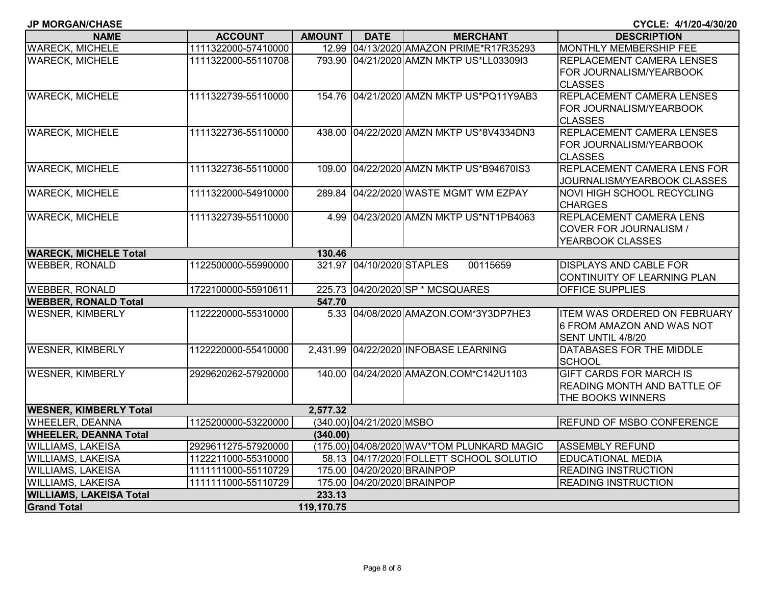**JP MORGAN/CHASE** **CYCLE: 4/1/20-4/30/20**

| NAME | ACCOUNT | AMOUNT | DATE | MERCHANT | DESCRIPTION |
|---|---|---|---|---|---|
| WARECK, MICHELE | 1111322000-57410000 | 12.99 | 04/13/2020 | AMAZON PRIME*R17R35293 | MONTHLY MEMBERSHIP FEE |
| WARECK, MICHELE | 1111322000-55110708 | 793.90 | 04/21/2020 | AMZN MKTP US*LL03309I3 | REPLACEMENT CAMERA LENSES FOR JOURNALISM/YEARBOOK CLASSES |
| WARECK, MICHELE | 1111322739-55110000 | 154.76 | 04/21/2020 | AMZN MKTP US*PQ11Y9AB3 | REPLACEMENT CAMERA LENSES FOR JOURNALISM/YEARBOOK CLASSES |
| WARECK, MICHELE | 1111322736-55110000 | 438.00 | 04/22/2020 | AMZN MKTP US*8V4334DN3 | REPLACEMENT CAMERA LENSES FOR JOURNALISM/YEARBOOK CLASSES |
| WARECK, MICHELE | 1111322736-55110000 | 109.00 | 04/22/2020 | AMZN MKTP US*B94670IS3 | REPLACEMENT CAMERA LENS FOR JOURNALISM/YEARBOOK CLASSES |
| WARECK, MICHELE | 1111322000-54910000 | 289.84 | 04/22/2020 | WASTE MGMT WM EZPAY | NOVI HIGH SCHOOL RECYCLING CHARGES |
| WARECK, MICHELE | 1111322739-55110000 | 4.99 | 04/23/2020 | AMZN MKTP US*NT1PB4063 | REPLACEMENT CAMERA LENS COVER FOR JOURNALISM / YEARBOOK CLASSES |
| **WARECK, MICHELE Total** | | **130.46** | | | |
| WEBBER, RONALD | 1122500000-55990000 | 321.97 | 04/10/2020 | STAPLES 00115659 | DISPLAYS AND CABLE FOR CONTINUITY OF LEARNING PLAN |
| WEBBER, RONALD | 1722100000-55910611 | 225.73 | 04/20/2020 | SP * MCSQUARES | OFFICE SUPPLIES |
| **WEBBER, RONALD Total** | | **547.70** | | | |
| WESNER, KIMBERLY | 1122220000-55310000 | 5.33 | 04/08/2020 | AMAZON.COM*3Y3DP7HE3 | ITEM WAS ORDERED ON FEBRUARY 6 FROM AMAZON AND WAS NOT SENT UNTIL 4/8/20 |
| WESNER, KIMBERLY | 1122220000-55410000 | 2,431.99 | 04/22/2020 | INFOBASE LEARNING | DATABASES FOR THE MIDDLE SCHOOL |
| WESNER, KIMBERLY | 2929620262-57920000 | 140.00 | 04/24/2020 | AMAZON.COM*C142U1103 | GIFT CARDS FOR MARCH IS READING MONTH AND BATTLE OF THE BOOKS WINNERS |
| **WESNER, KIMBERLY Total** | | **2,577.32** | | | |
| WHEELER, DEANNA | 1125200000-53220000 | (340.00) | 04/21/2020 | MSBO | REFUND OF MSBO CONFERENCE |
| **WHEELER, DEANNA Total** | | **(340.00)** | | | |
| WILLIAMS, LAKEISA | 2929611275-57920000 | (175.00) | 04/08/2020 | WAV*TOM PLUNKARD MAGIC | ASSEMBLY REFUND |
| WILLIAMS, LAKEISA | 1122211000-55310000 | 58.13 | 04/17/2020 | FOLLETT SCHOOL SOLUTIO | EDUCATIONAL MEDIA |
| WILLIAMS, LAKEISA | 1111111000-55110729 | 175.00 | 04/20/2020 | BRAINPOP | READING INSTRUCTION |
| WILLIAMS, LAKEISA | 1111111000-55110729 | 175.00 | 04/20/2020 | BRAINPOP | READING INSTRUCTION |
| **WILLIAMS, LAKEISA Total** | | **233.13** | | | |
| **Grand Total** | | **119,170.75** | | | |